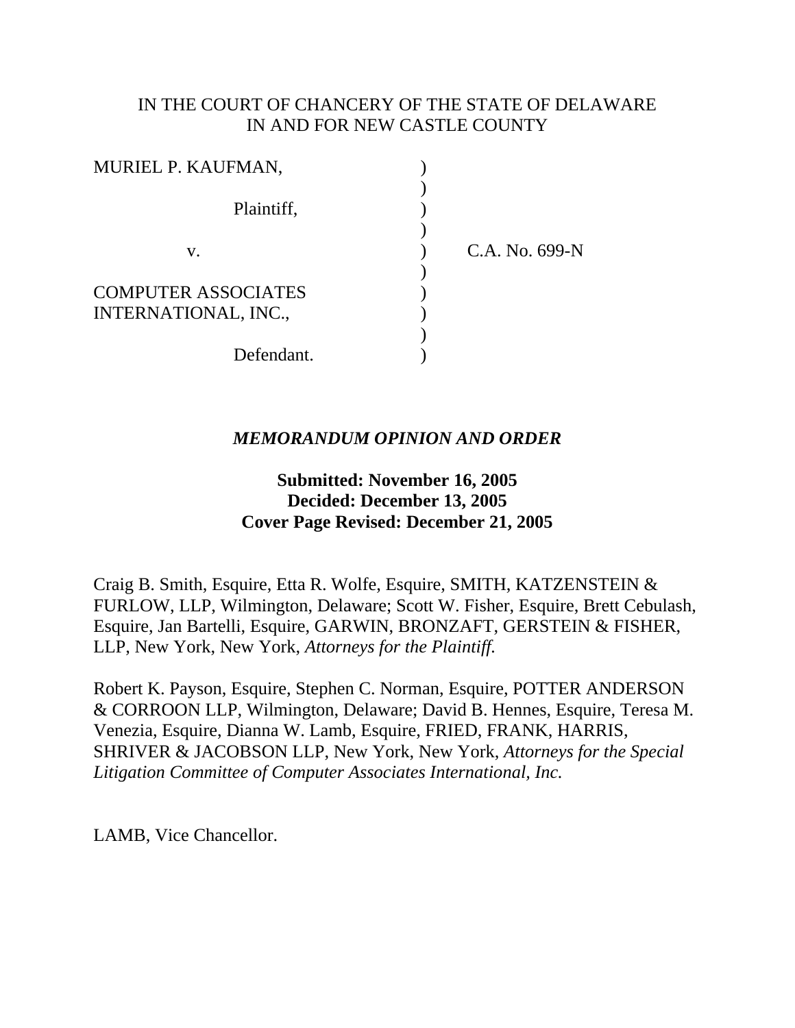IN THE COURT OF CHANCERY OF THE STATE OF DELAWARE
IN AND FOR NEW CASTLE COUNTY

MURIEL P. KAUFMAN,

Plaintiff,

v.

COMPUTER ASSOCIATES INTERNATIONAL, INC.,

Defendant.

C.A. No. 699-N

***MEMORANDUM OPINION AND ORDER***

**Submitted: November 16, 2005**
**Decided: December 13, 2005**
**Cover Page Revised: December 21, 2005**

Craig B. Smith, Esquire, Etta R. Wolfe, Esquire, SMITH, KATZENSTEIN & FURLOW, LLP, Wilmington, Delaware; Scott W. Fisher, Esquire, Brett Cebulash, Esquire, Jan Bartelli, Esquire, GARWIN, BRONZAFT, GERSTEIN & FISHER, LLP, New York, New York, *Attorneys for the Plaintiff.*

Robert K. Payson, Esquire, Stephen C. Norman, Esquire, POTTER ANDERSON & CORROON LLP, Wilmington, Delaware; David B. Hennes, Esquire, Teresa M. Venezia, Esquire, Dianna W. Lamb, Esquire, FRIED, FRANK, HARRIS, SHRIVER & JACOBSON LLP, New York, New York, *Attorneys for the Special Litigation Committee of Computer Associates International, Inc.*

LAMB, Vice Chancellor.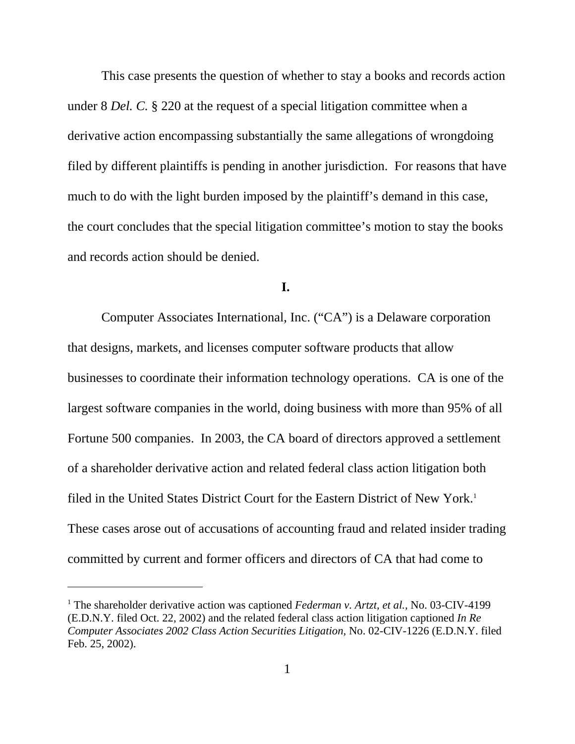This case presents the question of whether to stay a books and records action under 8 *Del. C.* § 220 at the request of a special litigation committee when a derivative action encompassing substantially the same allegations of wrongdoing filed by different plaintiffs is pending in another jurisdiction. For reasons that have much to do with the light burden imposed by the plaintiff's demand in this case, the court concludes that the special litigation committee's motion to stay the books and records action should be denied.

**I.**

Computer Associates International, Inc. ("CA") is a Delaware corporation that designs, markets, and licenses computer software products that allow businesses to coordinate their information technology operations. CA is one of the largest software companies in the world, doing business with more than 95% of all Fortune 500 companies. In 2003, the CA board of directors approved a settlement of a shareholder derivative action and related federal class action litigation both filed in the United States District Court for the Eastern District of New York.[1] These cases arose out of accusations of accounting fraud and related insider trading committed by current and former officers and directors of CA that had come to

---

[1] The shareholder derivative action was captioned *Federman v. Artzt, et al.,* No. 03-CIV-4199 (E.D.N.Y. filed Oct. 22, 2002) and the related federal class action litigation captioned *In Re Computer Associates 2002 Class Action Securities Litigation,* No. 02-CIV-1226 (E.D.N.Y. filed Feb. 25, 2002).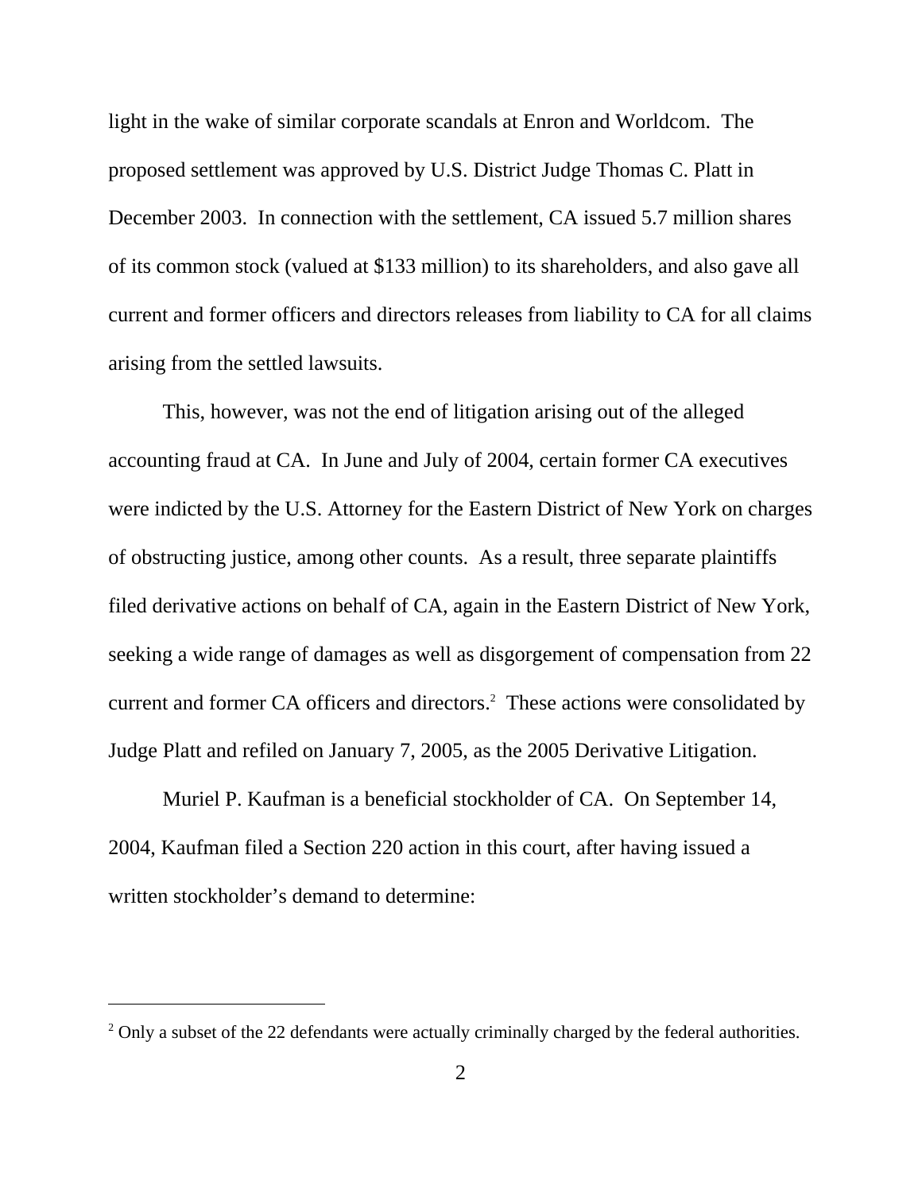light in the wake of similar corporate scandals at Enron and Worldcom. The proposed settlement was approved by U.S. District Judge Thomas C. Platt in December 2003. In connection with the settlement, CA issued 5.7 million shares of its common stock (valued at $133 million) to its shareholders, and also gave all current and former officers and directors releases from liability to CA for all claims arising from the settled lawsuits.

This, however, was not the end of litigation arising out of the alleged accounting fraud at CA. In June and July of 2004, certain former CA executives were indicted by the U.S. Attorney for the Eastern District of New York on charges of obstructing justice, among other counts. As a result, three separate plaintiffs filed derivative actions on behalf of CA, again in the Eastern District of New York, seeking a wide range of damages as well as disgorgement of compensation from 22 current and former CA officers and directors.[2] These actions were consolidated by Judge Platt and refiled on January 7, 2005, as the 2005 Derivative Litigation.

Muriel P. Kaufman is a beneficial stockholder of CA. On September 14, 2004, Kaufman filed a Section 220 action in this court, after having issued a written stockholder's demand to determine:

---

[2] Only a subset of the 22 defendants were actually criminally charged by the federal authorities.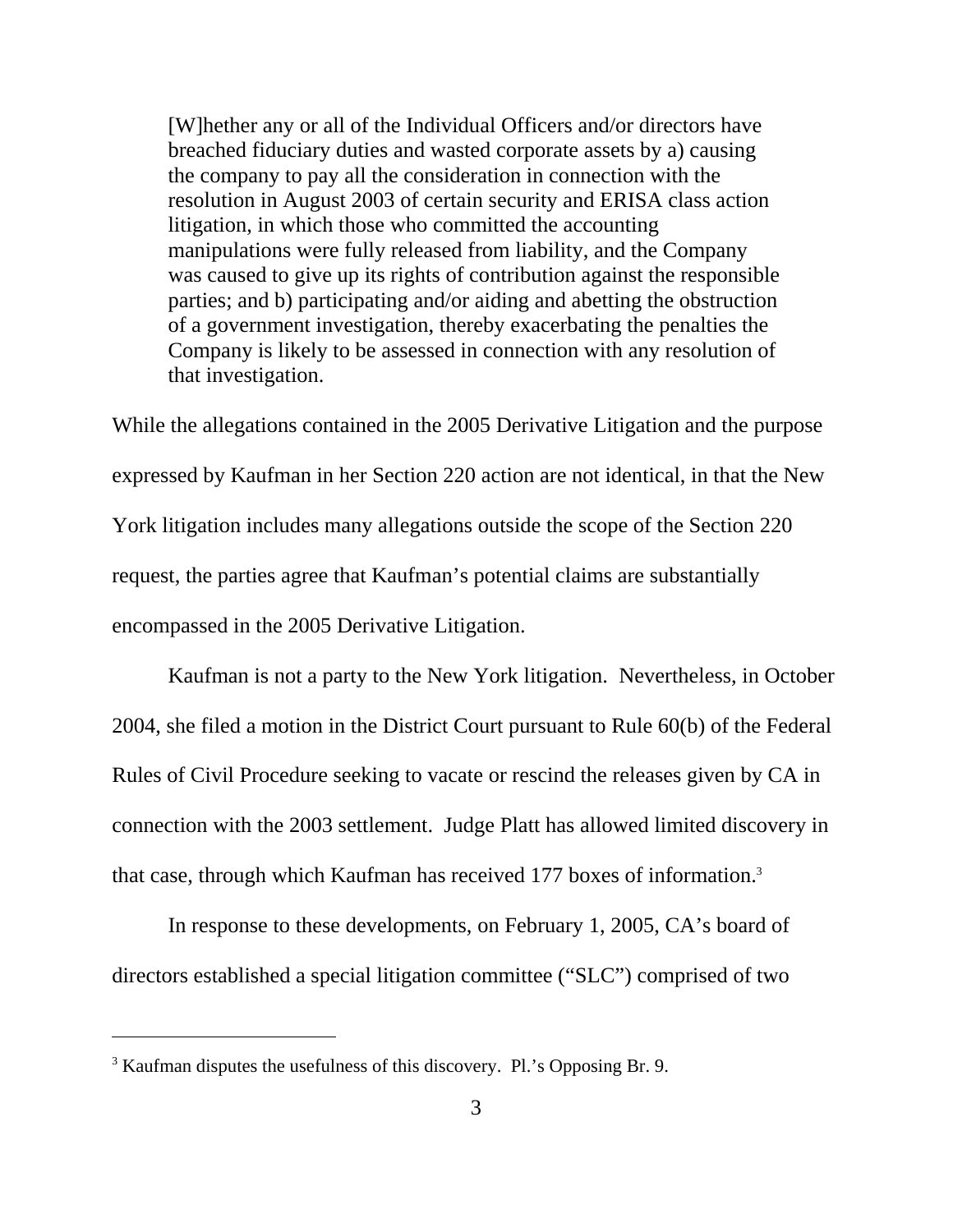> [W]hether any or all of the Individual Officers and/or directors have breached fiduciary duties and wasted corporate assets by a) causing the company to pay all the consideration in connection with the resolution in August 2003 of certain security and ERISA class action litigation, in which those who committed the accounting manipulations were fully released from liability, and the Company was caused to give up its rights of contribution against the responsible parties; and b) participating and/or aiding and abetting the obstruction of a government investigation, thereby exacerbating the penalties the Company is likely to be assessed in connection with any resolution of that investigation.

While the allegations contained in the 2005 Derivative Litigation and the purpose expressed by Kaufman in her Section 220 action are not identical, in that the New York litigation includes many allegations outside the scope of the Section 220 request, the parties agree that Kaufman's potential claims are substantially encompassed in the 2005 Derivative Litigation.

Kaufman is not a party to the New York litigation. Nevertheless, in October 2004, she filed a motion in the District Court pursuant to Rule 60(b) of the Federal Rules of Civil Procedure seeking to vacate or rescind the releases given by CA in connection with the 2003 settlement. Judge Platt has allowed limited discovery in that case, through which Kaufman has received 177 boxes of information.[3]

In response to these developments, on February 1, 2005, CA's board of directors established a special litigation committee ("SLC") comprised of two

---

[3] Kaufman disputes the usefulness of this discovery. Pl.'s Opposing Br. 9.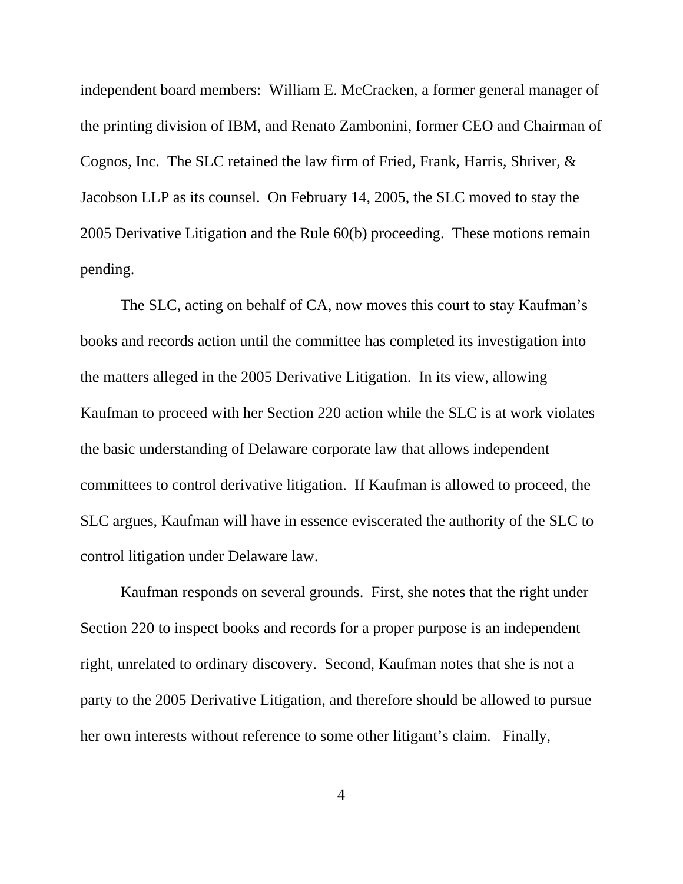independent board members: William E. McCracken, a former general manager of the printing division of IBM, and Renato Zambonini, former CEO and Chairman of Cognos, Inc. The SLC retained the law firm of Fried, Frank, Harris, Shriver, & Jacobson LLP as its counsel. On February 14, 2005, the SLC moved to stay the 2005 Derivative Litigation and the Rule 60(b) proceeding. These motions remain pending.

The SLC, acting on behalf of CA, now moves this court to stay Kaufman's books and records action until the committee has completed its investigation into the matters alleged in the 2005 Derivative Litigation. In its view, allowing Kaufman to proceed with her Section 220 action while the SLC is at work violates the basic understanding of Delaware corporate law that allows independent committees to control derivative litigation. If Kaufman is allowed to proceed, the SLC argues, Kaufman will have in essence eviscerated the authority of the SLC to control litigation under Delaware law.

Kaufman responds on several grounds. First, she notes that the right under Section 220 to inspect books and records for a proper purpose is an independent right, unrelated to ordinary discovery. Second, Kaufman notes that she is not a party to the 2005 Derivative Litigation, and therefore should be allowed to pursue her own interests without reference to some other litigant's claim. Finally,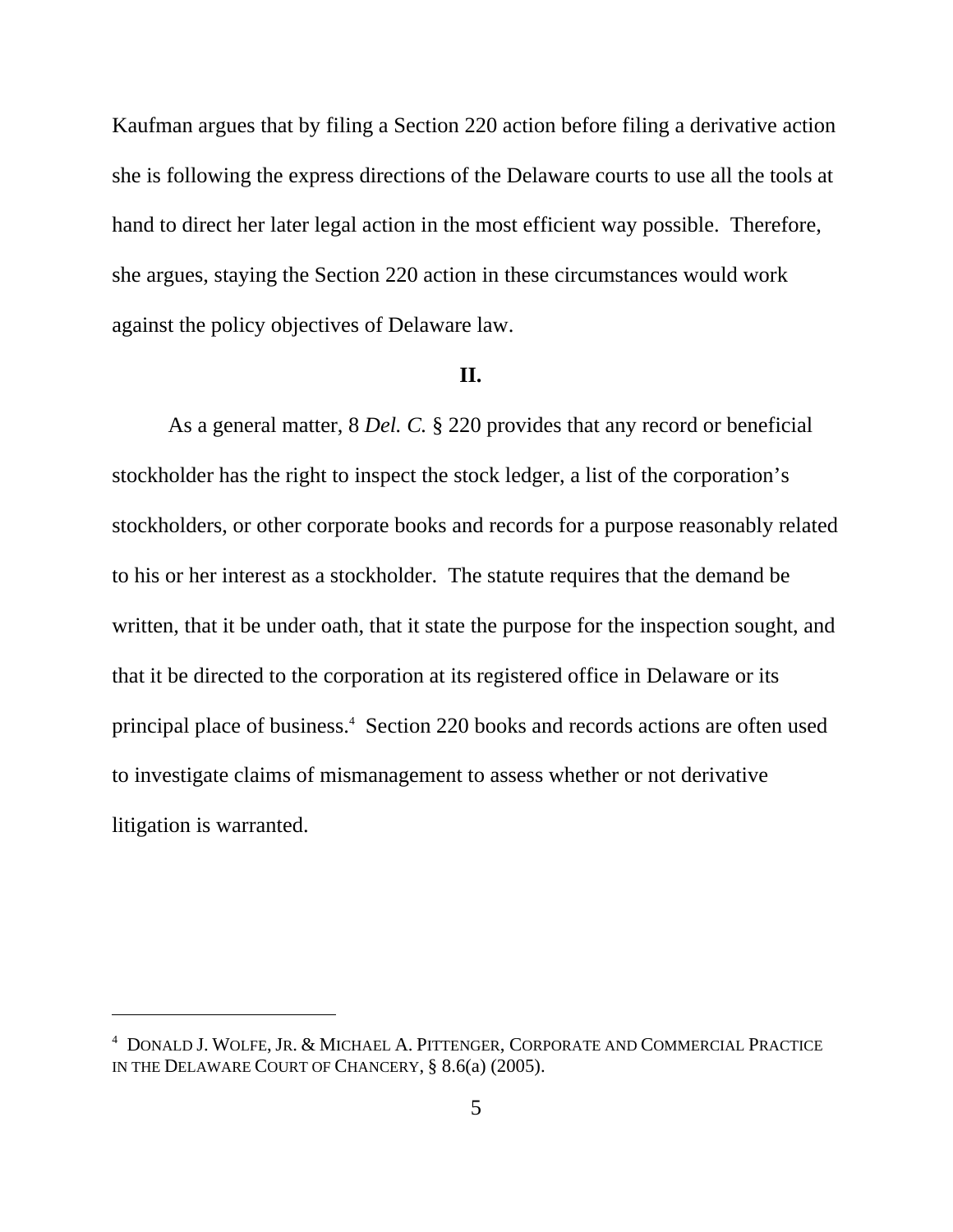Kaufman argues that by filing a Section 220 action before filing a derivative action she is following the express directions of the Delaware courts to use all the tools at hand to direct her later legal action in the most efficient way possible. Therefore, she argues, staying the Section 220 action in these circumstances would work against the policy objectives of Delaware law.

## II.

As a general matter, 8 *Del. C.* § 220 provides that any record or beneficial stockholder has the right to inspect the stock ledger, a list of the corporation's stockholders, or other corporate books and records for a purpose reasonably related to his or her interest as a stockholder. The statute requires that the demand be written, that it be under oath, that it state the purpose for the inspection sought, and that it be directed to the corporation at its registered office in Delaware or its principal place of business.[4] Section 220 books and records actions are often used to investigate claims of mismanagement to assess whether or not derivative litigation is warranted.

---

[4] DONALD J. WOLFE, JR. & MICHAEL A. PITTENGER, CORPORATE AND COMMERCIAL PRACTICE IN THE DELAWARE COURT OF CHANCERY, § 8.6(a) (2005).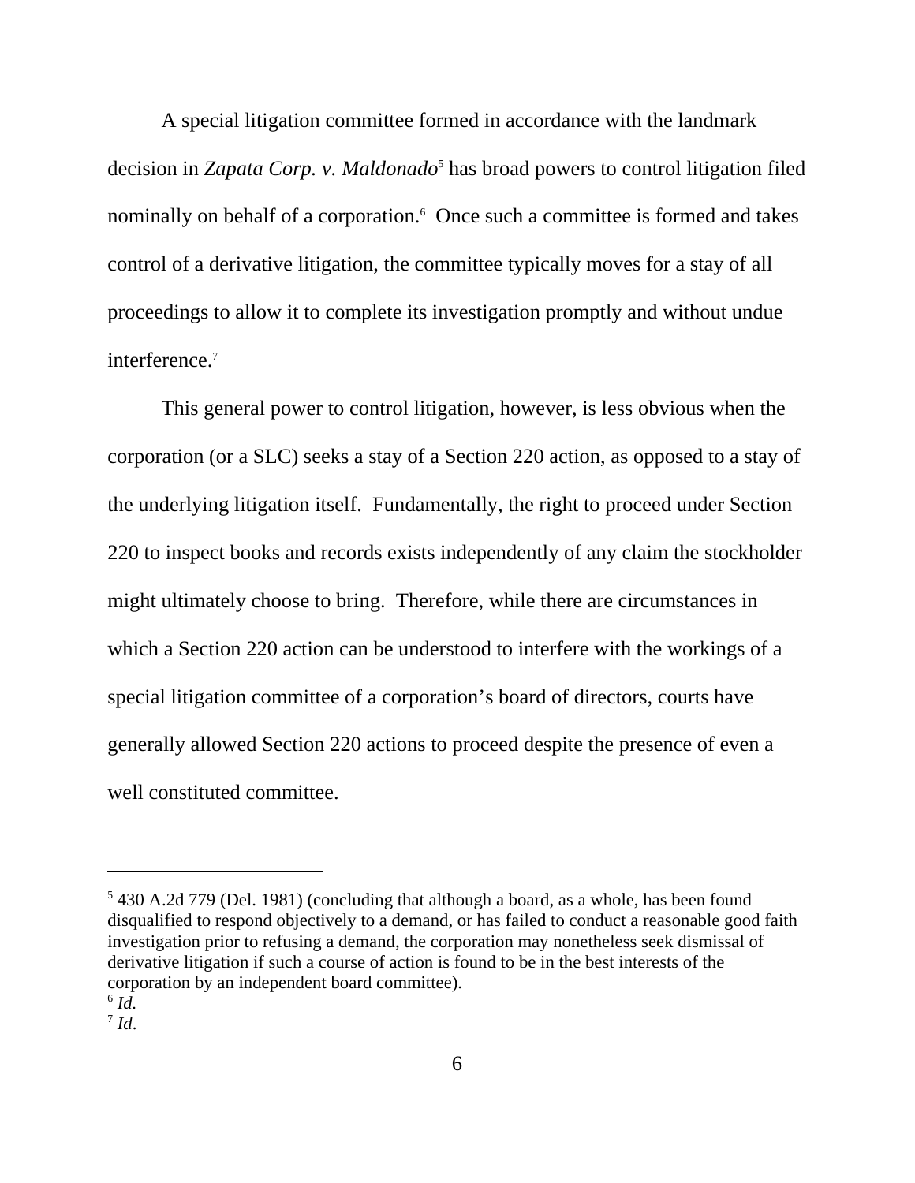A special litigation committee formed in accordance with the landmark decision in *Zapata Corp. v. Maldonado*[5] has broad powers to control litigation filed nominally on behalf of a corporation.[6] Once such a committee is formed and takes control of a derivative litigation, the committee typically moves for a stay of all proceedings to allow it to complete its investigation promptly and without undue interference.[7]

This general power to control litigation, however, is less obvious when the corporation (or a SLC) seeks a stay of a Section 220 action, as opposed to a stay of the underlying litigation itself. Fundamentally, the right to proceed under Section 220 to inspect books and records exists independently of any claim the stockholder might ultimately choose to bring. Therefore, while there are circumstances in which a Section 220 action can be understood to interfere with the workings of a special litigation committee of a corporation's board of directors, courts have generally allowed Section 220 actions to proceed despite the presence of even a well constituted committee.

---

[5] 430 A.2d 779 (Del. 1981) (concluding that although a board, as a whole, has been found disqualified to respond objectively to a demand, or has failed to conduct a reasonable good faith investigation prior to refusing a demand, the corporation may nonetheless seek dismissal of derivative litigation if such a course of action is found to be in the best interests of the corporation by an independent board committee).

[6] *Id.*

[7] *Id*.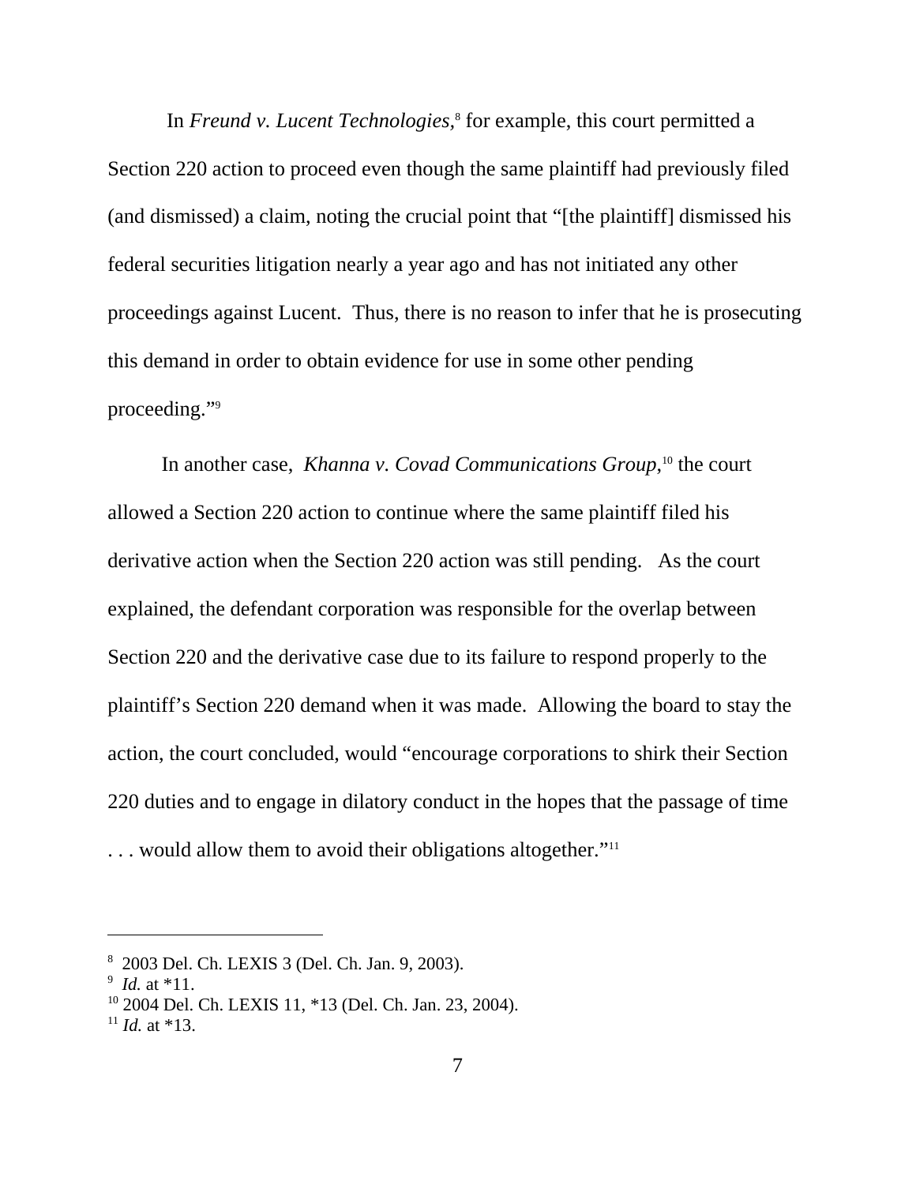In *Freund v. Lucent Technologies*,[8] for example, this court permitted a Section 220 action to proceed even though the same plaintiff had previously filed (and dismissed) a claim, noting the crucial point that "[the plaintiff] dismissed his federal securities litigation nearly a year ago and has not initiated any other proceedings against Lucent. Thus, there is no reason to infer that he is prosecuting this demand in order to obtain evidence for use in some other pending proceeding."[9]

In another case, *Khanna v. Covad Communications Group*,[10] the court allowed a Section 220 action to continue where the same plaintiff filed his derivative action when the Section 220 action was still pending. As the court explained, the defendant corporation was responsible for the overlap between Section 220 and the derivative case due to its failure to respond properly to the plaintiff's Section 220 demand when it was made. Allowing the board to stay the action, the court concluded, would "encourage corporations to shirk their Section 220 duties and to engage in dilatory conduct in the hopes that the passage of time . . . would allow them to avoid their obligations altogether."[11]

---

[8] 2003 Del. Ch. LEXIS 3 (Del. Ch. Jan. 9, 2003).

[9] *Id.* at *11.

[10] 2004 Del. Ch. LEXIS 11, *13 (Del. Ch. Jan. 23, 2004).

[11] *Id.* at *13.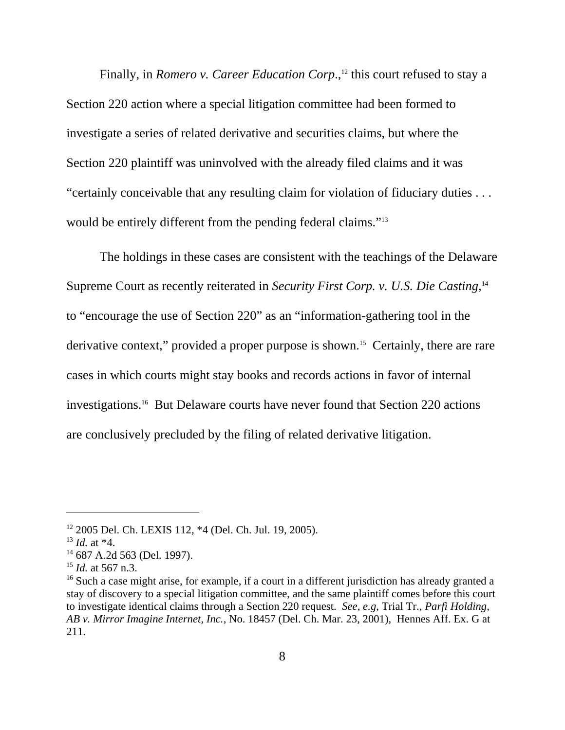Finally, in *Romero v. Career Education Corp.*,[12] this court refused to stay a Section 220 action where a special litigation committee had been formed to investigate a series of related derivative and securities claims, but where the Section 220 plaintiff was uninvolved with the already filed claims and it was "certainly conceivable that any resulting claim for violation of fiduciary duties . . . would be entirely different from the pending federal claims."[13]

The holdings in these cases are consistent with the teachings of the Delaware Supreme Court as recently reiterated in *Security First Corp. v. U.S. Die Casting,*[14] to "encourage the use of Section 220" as an "information-gathering tool in the derivative context," provided a proper purpose is shown.[15] Certainly, there are rare cases in which courts might stay books and records actions in favor of internal investigations.[16] But Delaware courts have never found that Section 220 actions are conclusively precluded by the filing of related derivative litigation.

---

[12] 2005 Del. Ch. LEXIS 112, *4 (Del. Ch. Jul. 19, 2005).

[13] *Id.* at *4.

[14] 687 A.2d 563 (Del. 1997).

[15] *Id.* at 567 n.3.

[16] Such a case might arise, for example, if a court in a different jurisdiction has already granted a stay of discovery to a special litigation committee, and the same plaintiff comes before this court to investigate identical claims through a Section 220 request. *See, e.g,* Trial Tr., *Parfi Holding, AB v. Mirror Imagine Internet, Inc.*, No. 18457 (Del. Ch. Mar. 23, 2001), Hennes Aff. Ex. G at 211.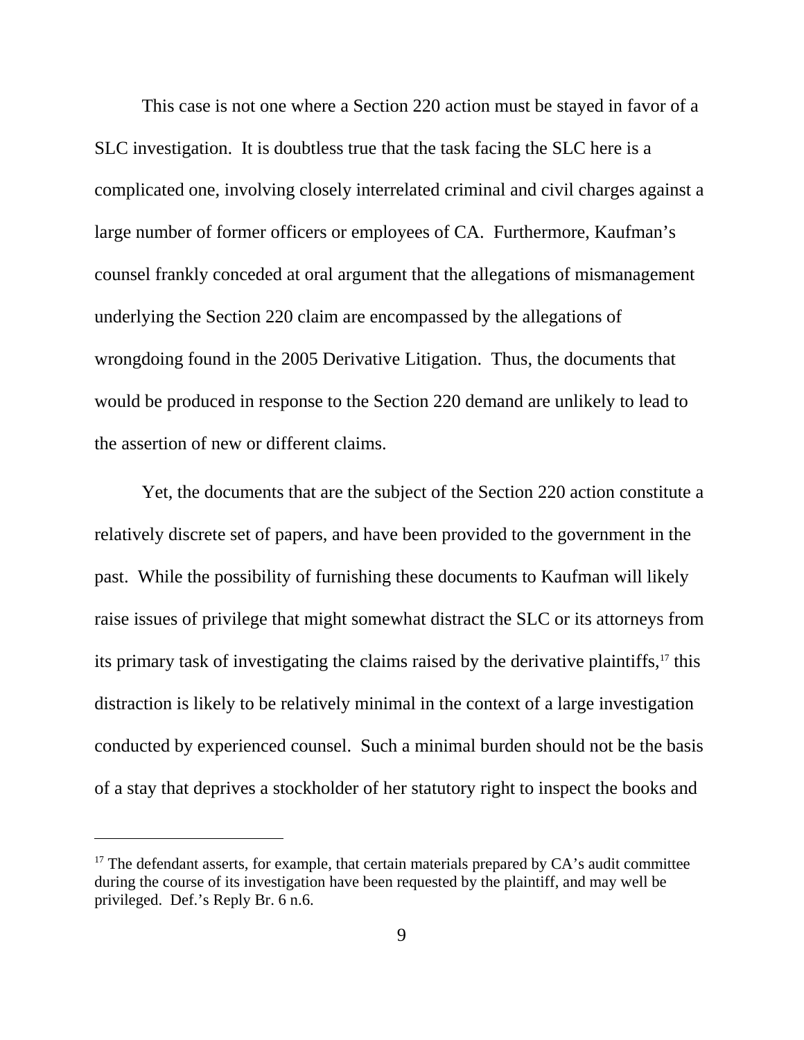This case is not one where a Section 220 action must be stayed in favor of a SLC investigation. It is doubtless true that the task facing the SLC here is a complicated one, involving closely interrelated criminal and civil charges against a large number of former officers or employees of CA. Furthermore, Kaufman's counsel frankly conceded at oral argument that the allegations of mismanagement underlying the Section 220 claim are encompassed by the allegations of wrongdoing found in the 2005 Derivative Litigation. Thus, the documents that would be produced in response to the Section 220 demand are unlikely to lead to the assertion of new or different claims.

Yet, the documents that are the subject of the Section 220 action constitute a relatively discrete set of papers, and have been provided to the government in the past. While the possibility of furnishing these documents to Kaufman will likely raise issues of privilege that might somewhat distract the SLC or its attorneys from its primary task of investigating the claims raised by the derivative plaintiffs,[17] this distraction is likely to be relatively minimal in the context of a large investigation conducted by experienced counsel. Such a minimal burden should not be the basis of a stay that deprives a stockholder of her statutory right to inspect the books and

---

[17] The defendant asserts, for example, that certain materials prepared by CA's audit committee during the course of its investigation have been requested by the plaintiff, and may well be privileged. Def.'s Reply Br. 6 n.6.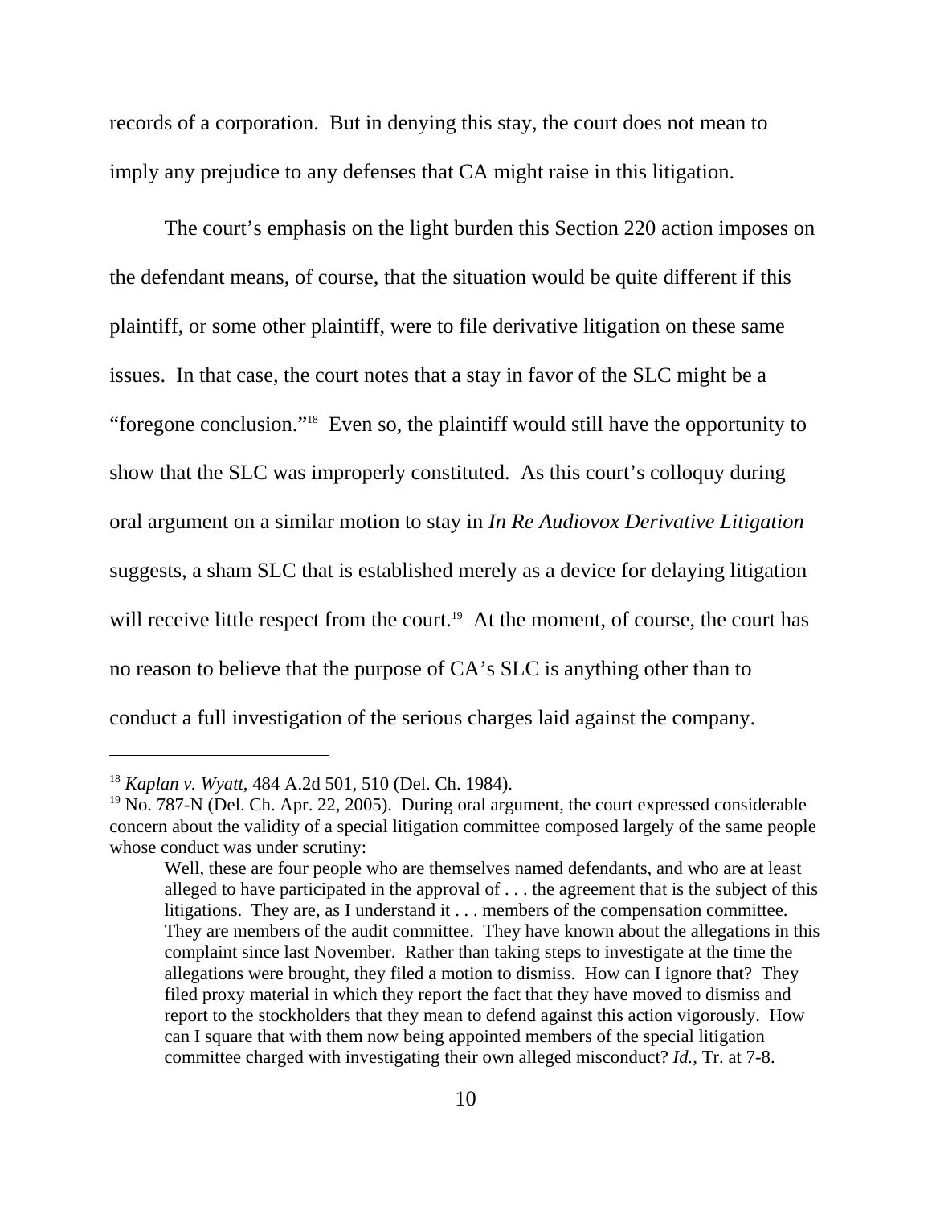records of a corporation. But in denying this stay, the court does not mean to imply any prejudice to any defenses that CA might raise in this litigation.

The court's emphasis on the light burden this Section 220 action imposes on the defendant means, of course, that the situation would be quite different if this plaintiff, or some other plaintiff, were to file derivative litigation on these same issues. In that case, the court notes that a stay in favor of the SLC might be a "foregone conclusion."[18] Even so, the plaintiff would still have the opportunity to show that the SLC was improperly constituted. As this court's colloquy during oral argument on a similar motion to stay in *In Re Audiovox Derivative Litigation* suggests, a sham SLC that is established merely as a device for delaying litigation will receive little respect from the court.[19] At the moment, of course, the court has no reason to believe that the purpose of CA's SLC is anything other than to conduct a full investigation of the serious charges laid against the company.

---

[18] *Kaplan v. Wyatt*, 484 A.2d 501, 510 (Del. Ch. 1984).

[19] No. 787-N (Del. Ch. Apr. 22, 2005). During oral argument, the court expressed considerable concern about the validity of a special litigation committee composed largely of the same people whose conduct was under scrutiny:

> Well, these are four people who are themselves named defendants, and who are at least alleged to have participated in the approval of . . . the agreement that is the subject of this litigations. They are, as I understand it . . . members of the compensation committee. They are members of the audit committee. They have known about the allegations in this complaint since last November. Rather than taking steps to investigate at the time the allegations were brought, they filed a motion to dismiss. How can I ignore that? They filed proxy material in which they report the fact that they have moved to dismiss and report to the stockholders that they mean to defend against this action vigorously. How can I square that with them now being appointed members of the special litigation committee charged with investigating their own alleged misconduct? *Id.,* Tr. at 7-8.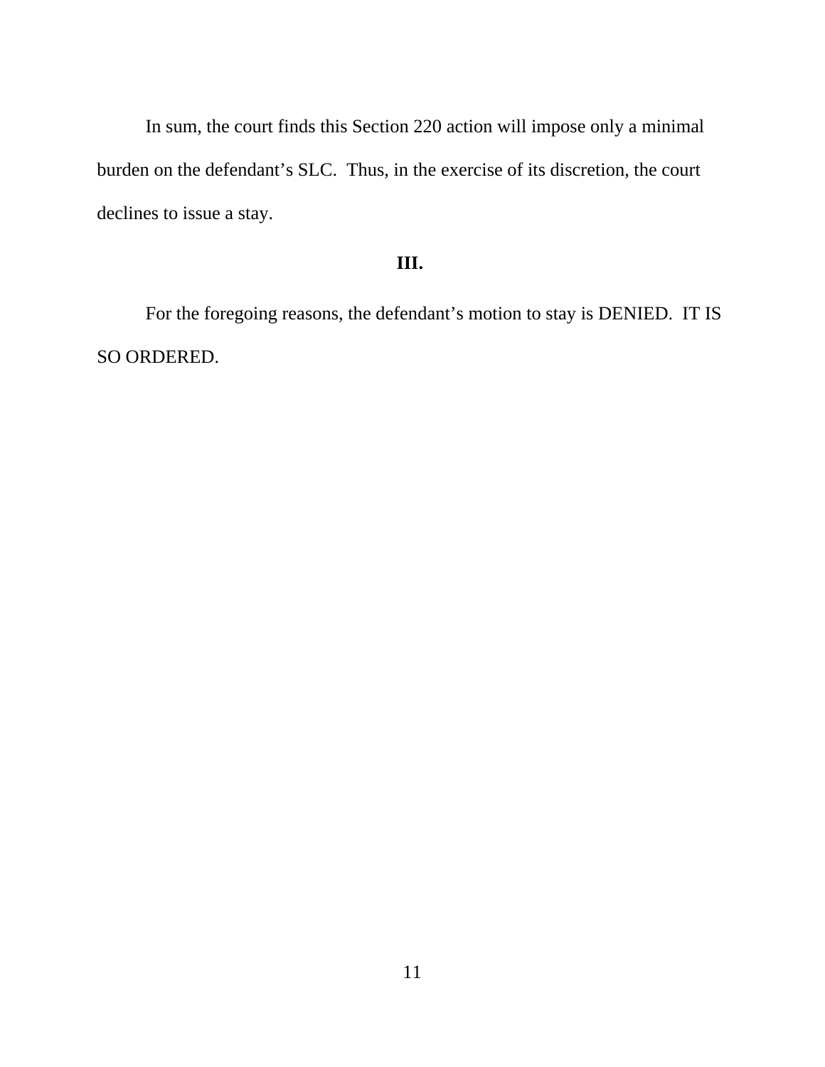In sum, the court finds this Section 220 action will impose only a minimal burden on the defendant's SLC. Thus, in the exercise of its discretion, the court declines to issue a stay.

**III.**

For the foregoing reasons, the defendant's motion to stay is DENIED. IT IS SO ORDERED.